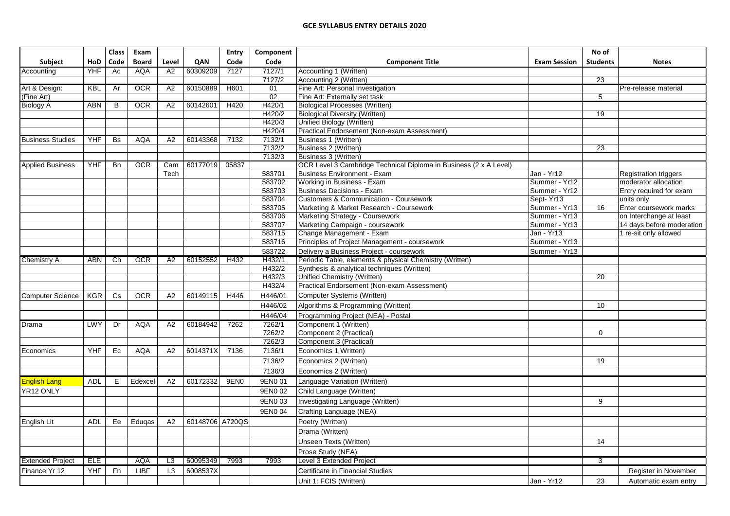# GCE SYLLABUS ENTRY DETAILS 2020

| Subject | HoD | Class Code | Exam Board | Level | QAN | Entry Code | Component Code | Component Title | Exam Session | No of Students | Notes |
|---|---|---|---|---|---|---|---|---|---|---|---|
| Accounting | YHF | Ac | AQA | A2 | 60309209 | 7127 | 7127/1 | Accounting 1 (Written) | | | |
| | | | | | | | 7127/2 | Accounting 2 (Written) | | 23 | |
| Art & Design: | KBL | Ar | OCR | A2 | 60150889 | H601 | 01 | Fine Art: Personal Investigation | | | Pre-release material |
| (Fine Art) | | | | | | | 02 | Fine Art: Externally set task | | 5 | |
| Biology A | ABN | B | OCR | A2 | 60142601 | H420 | H420/1 | Biological Processes (Written) | | | |
| | | | | | | | H420/2 | Biological Diversity (Written) | | 19 | |
| | | | | | | | H420/3 | Unified Biology (Written) | | | |
| | | | | | | | H420/4 | Practical Endorsement (Non-exam Assessment) | | | |
| Business Studies | YHF | Bs | AQA | A2 | 60143368 | 7132 | 7132/1 | Business 1 (Written) | | | |
| | | | | | | | 7132/2 | Business 2 (Written) | | 23 | |
| | | | | | | | 7132/3 | Business 3 (Written) | | | |
| Applied Business | YHF | Bn | OCR | Cam | 60177019 | 05837 | | OCR Level 3 Cambridge Technical Diploma in Business (2 x A Level) | | | |
| | | | | Tech | | | 583701 | Business Environment - Exam | Jan - Yr12 | | Registration triggers |
| | | | | | | | 583702 | Working in Business - Exam | Summer - Yr12 | | moderator allocation |
| | | | | | | | 583703 | Business Decisions - Exam | Summer - Yr12 | | Entry required for exam |
| | | | | | | | 583704 | Customers & Communication - Coursework | Sept- Yr13 | | units only |
| | | | | | | | 583705 | Marketing & Market Research - Coursework | Summer - Yr13 | 16 | Enter coursework marks |
| | | | | | | | 583706 | Marketing Strategy - Coursework | Summer - Yr13 | | on Interchange at least |
| | | | | | | | 583707 | Marketing Campaign - coursework | Summer - Yr13 | | 14 days before moderation |
| | | | | | | | 583715 | Change Management - Exam | Jan - Yr13 | | 1 re-sit only allowed |
| | | | | | | | 583716 | Principles of Project Management - coursework | Summer - Yr13 | | |
| | | | | | | | 583722 | Delivery a Business Project - coursework | Summer - Yr13 | | |
| Chemistry A | ABN | Ch | OCR | A2 | 60152552 | H432 | H432/1 | Periodic Table, elements & physical Chemistry (Written) | | | |
| | | | | | | | H432/2 | Synthesis & analytical techniques (Written) | | | |
| | | | | | | | H432/3 | Unified Chemistry (Written) | | 20 | |
| | | | | | | | H432/4 | Practical Endorsement (Non-exam Assessment) | | | |
| Computer Science | KGR | Cs | OCR | A2 | 60149115 | H446 | H446/01 | Computer Systems (Written) | | | |
| | | | | | | | H446/02 | Algorithms & Programming (Written) | | 10 | |
| | | | | | | | H446/04 | Programming Project (NEA) - Postal | | | |
| Drama | LWY | Dr | AQA | A2 | 60184942 | 7262 | 7262/1 | Component 1 (Written) | | | |
| | | | | | | | 7262/2 | Component 2 (Practical) | | 0 | |
| | | | | | | | 7262/3 | Component 3 (Practical) | | | |
| Economics | YHF | Ec | AQA | A2 | 6014371X | 7136 | 7136/1 | Economics 1 Written) | | | |
| | | | | | | | 7136/2 | Economics 2 (Written) | | 19 | |
| | | | | | | | 7136/3 | Economics 2 (Written) | | | |
| English Lang | ADL | E | Edexcel | A2 | 60172332 | 9EN0 | 9EN0 01 | Language Variation (Written) | | | |
| YR12 ONLY | | | | | | | 9EN0 02 | Child Language (Written) | | | |
| | | | | | | | 9EN0 03 | Investigating Language (Written) | | 9 | |
| | | | | | | | 9EN0 04 | Crafting Language (NEA) | | | |
| English Lit | ADL | Ee | Eduqas | A2 | 60148706 | A720QS | | Poetry (Written) | | | |
| | | | | | | | | Drama (Written) | | | |
| | | | | | | | | Unseen Texts (Written) | | 14 | |
| | | | | | | | | Prose Study (NEA) | | | |
| Extended Project | ELE | | AQA | L3 | 60095349 | 7993 | 7993 | Level 3 Extended Project | | 3 | |
| Finance Yr 12 | YHF | Fn | LIBF | L3 | 6008537X | | | Certificate in Financial Studies | | | Register in November |
| | | | | | | | | Unit 1: FCIS (Written) | Jan - Yr12 | 23 | Automatic exam entry |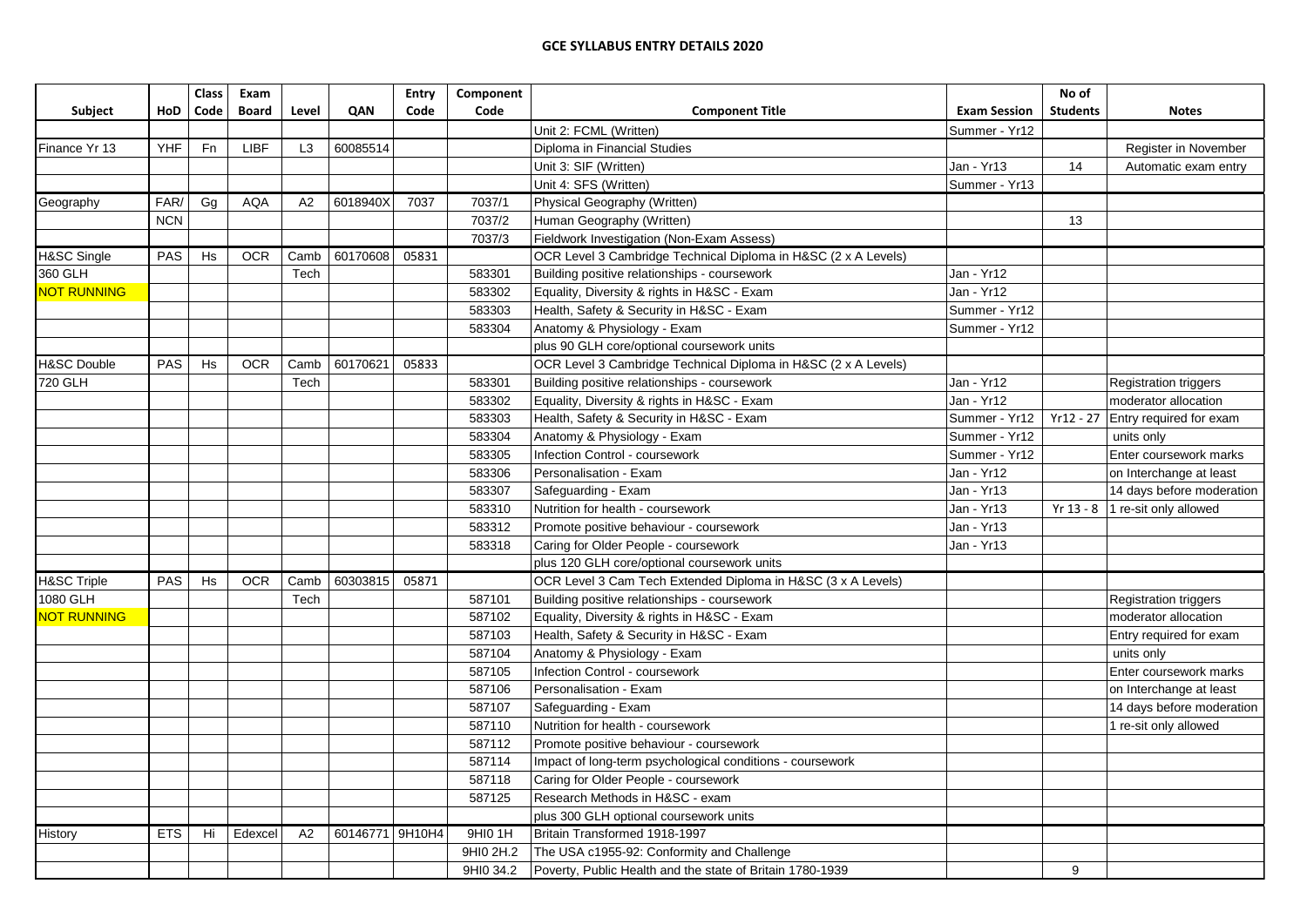# GCE SYLLABUS ENTRY DETAILS 2020

| Subject | HoD | Class Code | Exam Board | Level | QAN | Entry Code | Component Code | Component Title | Exam Session | No of Students | Notes |
|---|---|---|---|---|---|---|---|---|---|---|---|
| | | | | | | | | Unit 2: FCML (Written) | Summer - Yr12 | | |
| Finance Yr 13 | YHF | Fn | LIBF | L3 | 60085514 | | | Diploma in Financial Studies | | | Register in November |
| | | | | | | | | Unit 3: SIF (Written) | Jan - Yr13 | 14 | Automatic exam entry |
| | | | | | | | | Unit 4: SFS (Written) | Summer - Yr13 | | |
| Geography | FAR/ | Gg | AQA | A2 | 6018940X | 7037 | 7037/1 | Physical Geography (Written) | | | |
| | NCN | | | | | | 7037/2 | Human Geography (Written) | | 13 | |
| | | | | | | | 7037/3 | Fieldwork Investigation (Non-Exam Assess) | | | |
| H&SC Single | PAS | Hs | OCR | Camb | 60170608 | 05831 | | OCR Level 3 Cambridge Technical Diploma in H&SC (2 x A Levels) | | | |
| 360 GLH | | | | Tech | | | 583301 | Building positive relationships - coursework | Jan - Yr12 | | |
| NOT RUNNING | | | | | | | 583302 | Equality, Diversity & rights in H&SC - Exam | Jan - Yr12 | | |
| | | | | | | | 583303 | Health, Safety & Security in H&SC - Exam | Summer - Yr12 | | |
| | | | | | | | 583304 | Anatomy & Physiology - Exam | Summer - Yr12 | | |
| | | | | | | | | plus 90 GLH core/optional coursework units | | | |
| H&SC Double | PAS | Hs | OCR | Camb | 60170621 | 05833 | | OCR Level 3 Cambridge Technical Diploma in H&SC (2 x A Levels) | | | |
| 720 GLH | | | | Tech | | | 583301 | Building positive relationships - coursework | Jan - Yr12 | | Registration triggers |
| | | | | | | | 583302 | Equality, Diversity & rights in H&SC - Exam | Jan - Yr12 | | moderator allocation |
| | | | | | | | 583303 | Health, Safety & Security in H&SC - Exam | Summer - Yr12 | Yr12 - 27 | Entry required for exam |
| | | | | | | | 583304 | Anatomy & Physiology - Exam | Summer - Yr12 | | units only |
| | | | | | | | 583305 | Infection Control - coursework | Summer - Yr12 | | Enter coursework marks |
| | | | | | | | 583306 | Personalisation - Exam | Jan - Yr12 | | on Interchange at least |
| | | | | | | | 583307 | Safeguarding - Exam | Jan - Yr13 | | 14 days before moderation |
| | | | | | | | 583310 | Nutrition for health - coursework | Jan - Yr13 | Yr 13 - 8 | 1 re-sit only allowed |
| | | | | | | | 583312 | Promote positive behaviour - coursework | Jan - Yr13 | | |
| | | | | | | | 583318 | Caring for Older People - coursework | Jan - Yr13 | | |
| | | | | | | | | plus 120 GLH core/optional coursework units | | | |
| H&SC Triple | PAS | Hs | OCR | Camb | 60303815 | 05871 | | OCR Level 3 Cam Tech Extended Diploma in H&SC (3 x A Levels) | | | |
| 1080 GLH | | | | Tech | | | 587101 | Building positive relationships - coursework | | | Registration triggers |
| NOT RUNNING | | | | | | | 587102 | Equality, Diversity & rights in H&SC - Exam | | | moderator allocation |
| | | | | | | | 587103 | Health, Safety & Security in H&SC - Exam | | | Entry required for exam |
| | | | | | | | 587104 | Anatomy & Physiology - Exam | | | units only |
| | | | | | | | 587105 | Infection Control - coursework | | | Enter coursework marks |
| | | | | | | | 587106 | Personalisation - Exam | | | on Interchange at least |
| | | | | | | | 587107 | Safeguarding - Exam | | | 14 days before moderation |
| | | | | | | | 587110 | Nutrition for health - coursework | | | 1 re-sit only allowed |
| | | | | | | | 587112 | Promote positive behaviour - coursework | | | |
| | | | | | | | 587114 | Impact of long-term psychological conditions - coursework | | | |
| | | | | | | | 587118 | Caring for Older People - coursework | | | |
| | | | | | | | 587125 | Research Methods in H&SC - exam | | | |
| | | | | | | | | plus 300 GLH optional coursework units | | | |
| History | ETS | Hi | Edexcel | A2 | 60146771 | 9H10H4 | 9HI0 1H | Britain Transformed 1918-1997 | | | |
| | | | | | | | 9HI0 2H.2 | The USA c1955-92: Conformity and Challenge | | | |
| | | | | | | | 9HI0 34.2 | Poverty, Public Health and the state of Britain 1780-1939 | | 9 | |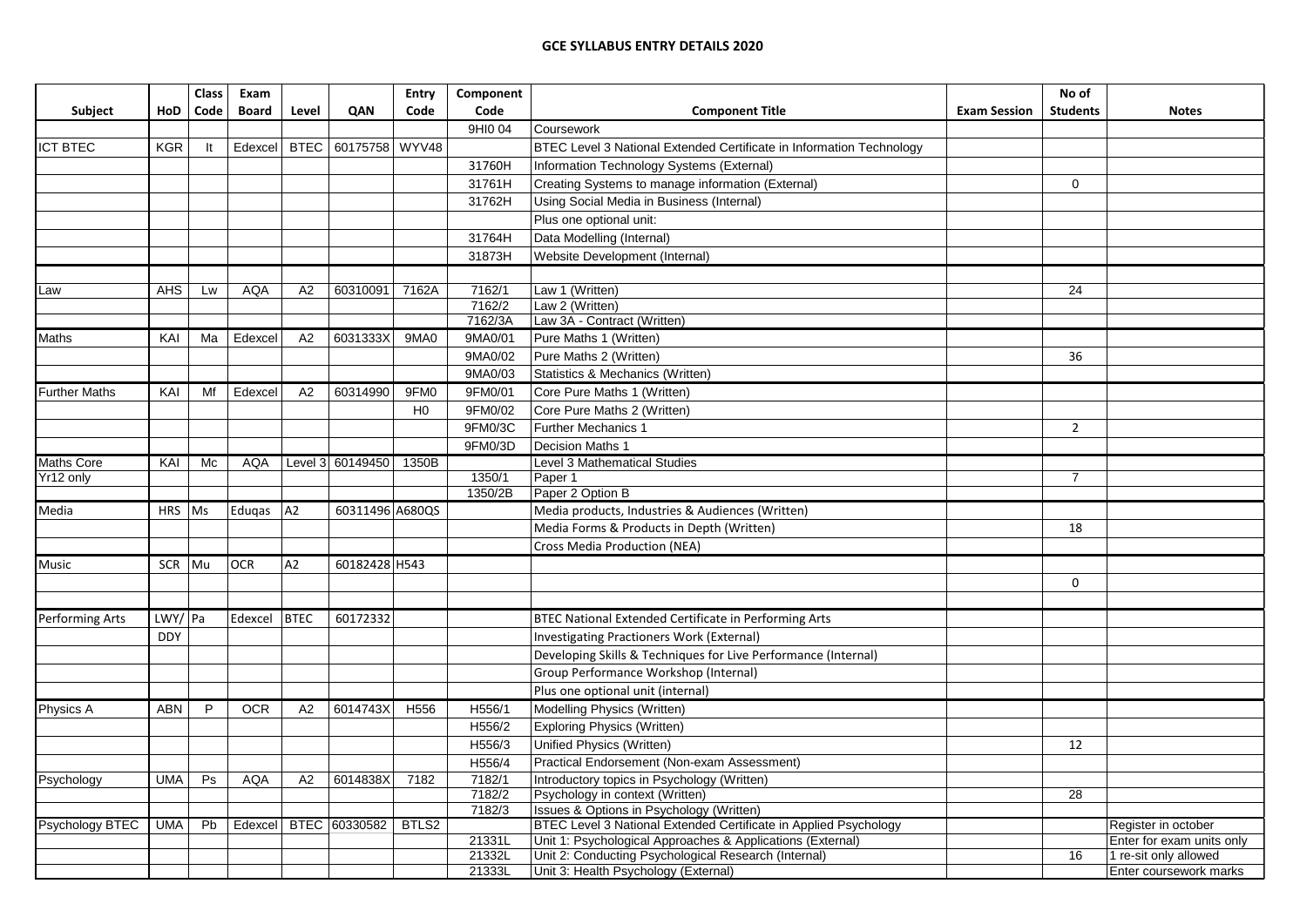## GCE SYLLABUS ENTRY DETAILS 2020

| Subject | HoD | Class Code | Exam Board | Level | QAN | Entry Code | Component Code | Component Title | Exam Session | No of Students | Notes |
|---|---|---|---|---|---|---|---|---|---|---|---|
| | | | | | | | 9HI0 04 | Coursework | | | |
| ICT BTEC | KGR | It | Edexcel | BTEC | 60175758 | WYV48 | | BTEC Level 3 National Extended Certificate in Information Technology | | | |
| | | | | | | | 31760H | Information Technology Systems (External) | | | |
| | | | | | | | 31761H | Creating Systems to manage information (External) | | 0 | |
| | | | | | | | 31762H | Using Social Media in Business (Internal) | | | |
| | | | | | | | | Plus one optional unit: | | | |
| | | | | | | | 31764H | Data Modelling (Internal) | | | |
| | | | | | | | 31873H | Website Development (Internal) | | | |
| | | | | | | | | | | | |
| Law | AHS | Lw | AQA | A2 | 60310091 | 7162A | 7162/1 | Law 1 (Written) | | 24 | |
| | | | | | | | 7162/2 | Law 2 (Written) | | | |
| | | | | | | | 7162/3A | Law 3A - Contract (Written) | | | |
| Maths | KAI | Ma | Edexcel | A2 | 6031333X | 9MA0 | 9MA0/01 | Pure Maths 1 (Written) | | | |
| | | | | | | | 9MA0/02 | Pure Maths 2 (Written) | | 36 | |
| | | | | | | | 9MA0/03 | Statistics & Mechanics (Written) | | | |
| Further Maths | KAI | Mf | Edexcel | A2 | 60314990 | 9FM0 | 9FM0/01 | Core Pure Maths 1 (Written) | | | |
| | | | | | | H0 | 9FM0/02 | Core Pure Maths 2 (Written) | | | |
| | | | | | | | 9FM0/3C | Further Mechanics 1 | | 2 | |
| | | | | | | | 9FM0/3D | Decision Maths 1 | | | |
| Maths Core | KAI | Mc | AQA | Level 3 | 60149450 | 1350B | | Level 3 Mathematical Studies | | | |
| Yr12 only | | | | | | | 1350/1 | Paper 1 | | 7 | |
| | | | | | | | 1350/2B | Paper 2 Option B | | | |
| Media | HRS | Ms | Eduqas | A2 | 60311496 | A680QS | | Media products, Industries & Audiences (Written) | | | |
| | | | | | | | | Media Forms & Products in Depth (Written) | | 18 | |
| | | | | | | | | Cross Media Production (NEA) | | | |
| Music | SCR | Mu | OCR | A2 | 60182428 | H543 | | | | | |
| | | | | | | | | | | 0 | |
| | | | | | | | | | | | |
| Performing Arts | LWY/ | Pa | Edexcel | BTEC | 60172332 | | | BTEC National Extended Certificate in Performing Arts | | | |
| | DDY | | | | | | | Investigating Practioners Work (External) | | | |
| | | | | | | | | Developing Skills & Techniques for Live Performance (Internal) | | | |
| | | | | | | | | Group Performance Workshop (Internal) | | | |
| | | | | | | | | Plus one optional unit (internal) | | | |
| Physics A | ABN | P | OCR | A2 | 6014743X | H556 | H556/1 | Modelling Physics (Written) | | | |
| | | | | | | | H556/2 | Exploring Physics (Written) | | | |
| | | | | | | | H556/3 | Unified Physics (Written) | | 12 | |
| | | | | | | | H556/4 | Practical Endorsement (Non-exam Assessment) | | | |
| Psychology | UMA | Ps | AQA | A2 | 6014838X | 7182 | 7182/1 | Introductory topics in Psychology (Written) | | | |
| | | | | | | | 7182/2 | Psychology in context (Written) | | 28 | |
| | | | | | | | 7182/3 | Issues & Options in Psychology (Written) | | | |
| Psychology BTEC | UMA | Pb | Edexcel | BTEC | 60330582 | BTLS2 | | BTEC Level 3 National Extended Certificate in Applied Psychology | | | Register in october |
| | | | | | | | 21331L | Unit 1: Psychological Approaches & Applications (External) | | | Enter for exam units only |
| | | | | | | | 21332L | Unit 2: Conducting Psychological Research (Internal) | | 16 | 1 re-sit only allowed |
| | | | | | | | 21333L | Unit 3: Health Psychology (External) | | | Enter coursework marks |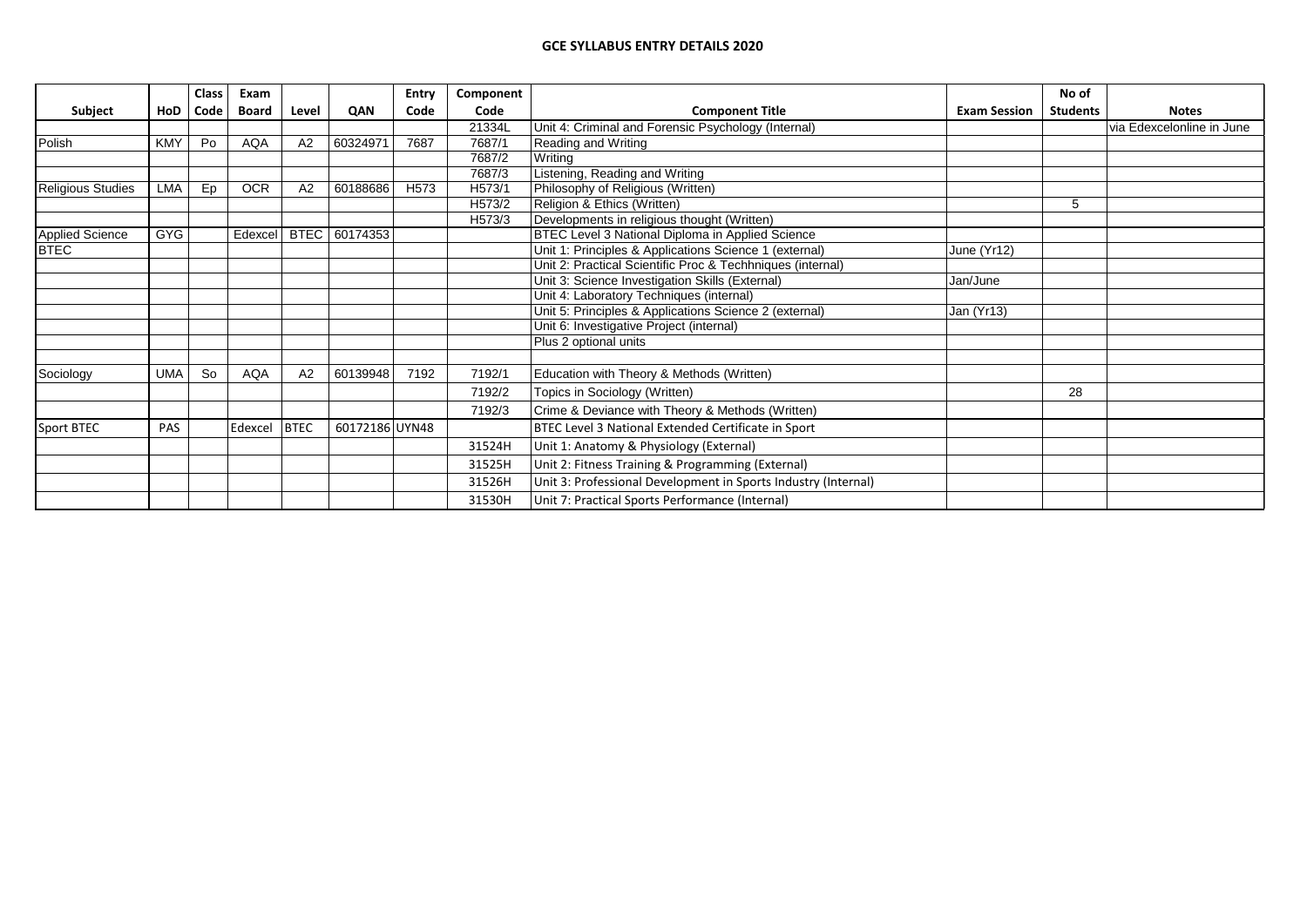**GCE SYLLABUS ENTRY DETAILS 2020**

| Subject | HoD | Class Code | Exam Board | Level | QAN | Entry Code | Component Code | Component Title | Exam Session | No of Students | Notes |
|---|---|---|---|---|---|---|---|---|---|---|---|
| | | | | | | | 21334L | Unit 4: Criminal and Forensic Psychology (Internal) | | | via Edexcelonline in June |
| Polish | KMY | Po | AQA | A2 | 60324971 | 7687 | 7687/1 | Reading and Writing | | | |
| | | | | | | | 7687/2 | Writing | | | |
| | | | | | | | 7687/3 | Listening, Reading and Writing | | | |
| Religious Studies | LMA | Ep | OCR | A2 | 60188686 | H573 | H573/1 | Philosophy of Religious (Written) | | | |
| | | | | | | | H573/2 | Religion & Ethics (Written) | | 5 | |
| | | | | | | | H573/3 | Developments in religious thought (Written) | | | |
| Applied Science | GYG | | Edexcel | BTEC | 60174353 | | | BTEC Level 3 National Diploma in Applied Science | | | |
| BTEC | | | | | | | | Unit 1: Principles & Applications Science 1 (external) | June (Yr12) | | |
| | | | | | | | | Unit 2: Practical Scientific Proc & Techhniques (internal) | | | |
| | | | | | | | | Unit 3: Science Investigation Skills (External) | Jan/June | | |
| | | | | | | | | Unit 4: Laboratory Techniques (internal) | | | |
| | | | | | | | | Unit 5: Principles & Applications Science 2 (external) | Jan (Yr13) | | |
| | | | | | | | | Unit 6: Investigative Project (internal) | | | |
| | | | | | | | | Plus 2 optional units | | | |
| | | | | | | | | | | | |
| Sociology | UMA | So | AQA | A2 | 60139948 | 7192 | 7192/1 | Education with Theory & Methods (Written) | | | |
| | | | | | | | 7192/2 | Topics in Sociology (Written) | | 28 | |
| | | | | | | | 7192/3 | Crime & Deviance with Theory & Methods (Written) | | | |
| Sport BTEC | PAS | | Edexcel | BTEC | 60172186 | UYN48 | | BTEC Level 3 National Extended Certificate in Sport | | | |
| | | | | | | | 31524H | Unit 1: Anatomy & Physiology (External) | | | |
| | | | | | | | 31525H | Unit 2: Fitness Training & Programming (External) | | | |
| | | | | | | | 31526H | Unit 3: Professional Development in Sports Industry (Internal) | | | |
| | | | | | | | 31530H | Unit 7: Practical Sports Performance (Internal) | | | |